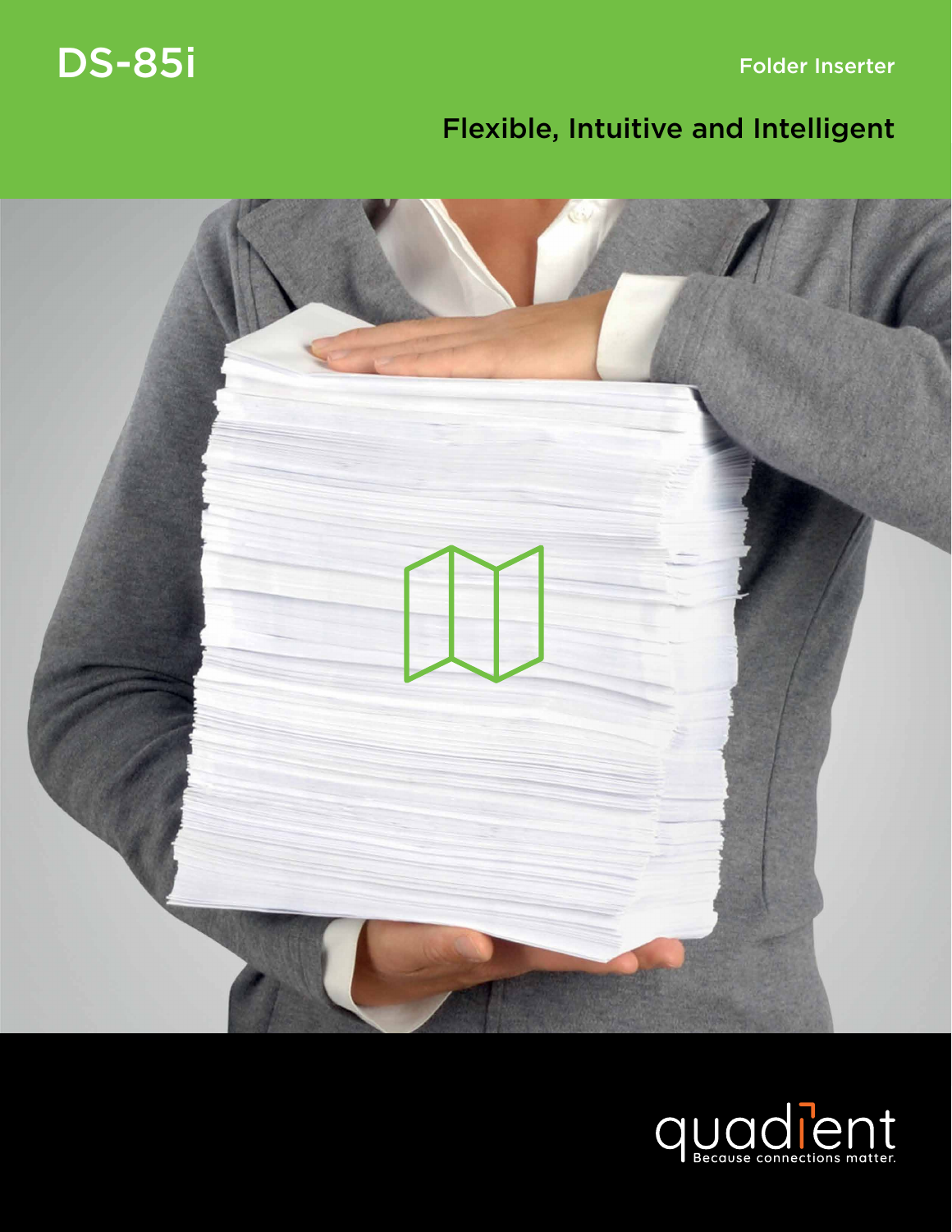# DS-85i

Folder Inserter

## Flexible, Intuitive and Intelligent

quadient

Because connections matter.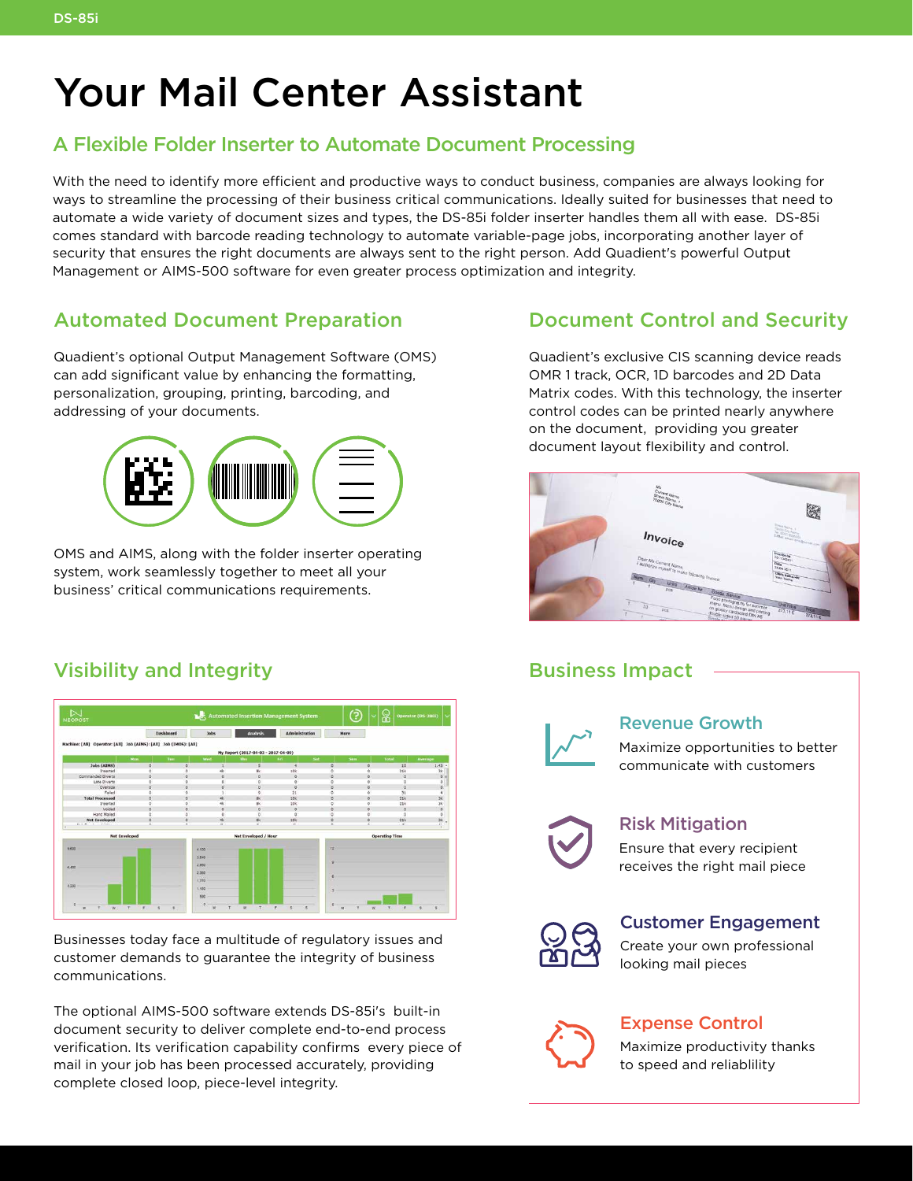# Your Mail Center Assistant

## A Flexible Folder Inserter to Automate Document Processing

With the need to identify more efficient and productive ways to conduct business, companies are always looking for ways to streamline the processing of their business critical communications. Ideally suited for businesses that need to automate a wide variety of document sizes and types, the DS-85i folder inserter handles them all with ease. DS-85i comes standard with barcode reading technology to automate variable-page jobs, incorporating another layer of security that ensures the right documents are always sent to the right person. Add Quadient's powerful Output Management or AIMS-500 software for even greater process optimization and integrity.

## Automated Document Preparation

Quadient's optional Output Management Software (OMS) can add significant value by enhancing the formatting, personalization, grouping, printing, barcoding, and addressing of your documents.

OMS and AIMS, along with the folder inserter operating system, work seamlessly together to meet all your business' critical communications requirements.

## Document Control and Security

Quadient's exclusive CIS scanning device reads OMR 1 track, OCR, 1D barcodes and 2D Data Matrix codes. With this technology, the inserter control codes can be printed nearly anywhere on the document, providing you greater document layout flexibility and control.

## Visibility and Integrity

Businesses today face a multitude of regulatory issues and customer demands to guarantee the integrity of business communications.

The optional AIMS-500 software extends DS-85i's built-in document security to deliver complete end-to-end process verification. Its verification capability confirms every piece of mail in your job has been processed accurately, providing complete closed loop, piece-level integrity.

## Business Impact

### Revenue Growth

Maximize opportunities to better communicate with customers

### Risk Mitigation

Ensure that every recipient receives the right mail piece

### Customer Engagement

Create your own professional looking mail pieces

### Expense Control

Maximize productivity thanks to speed and reliablility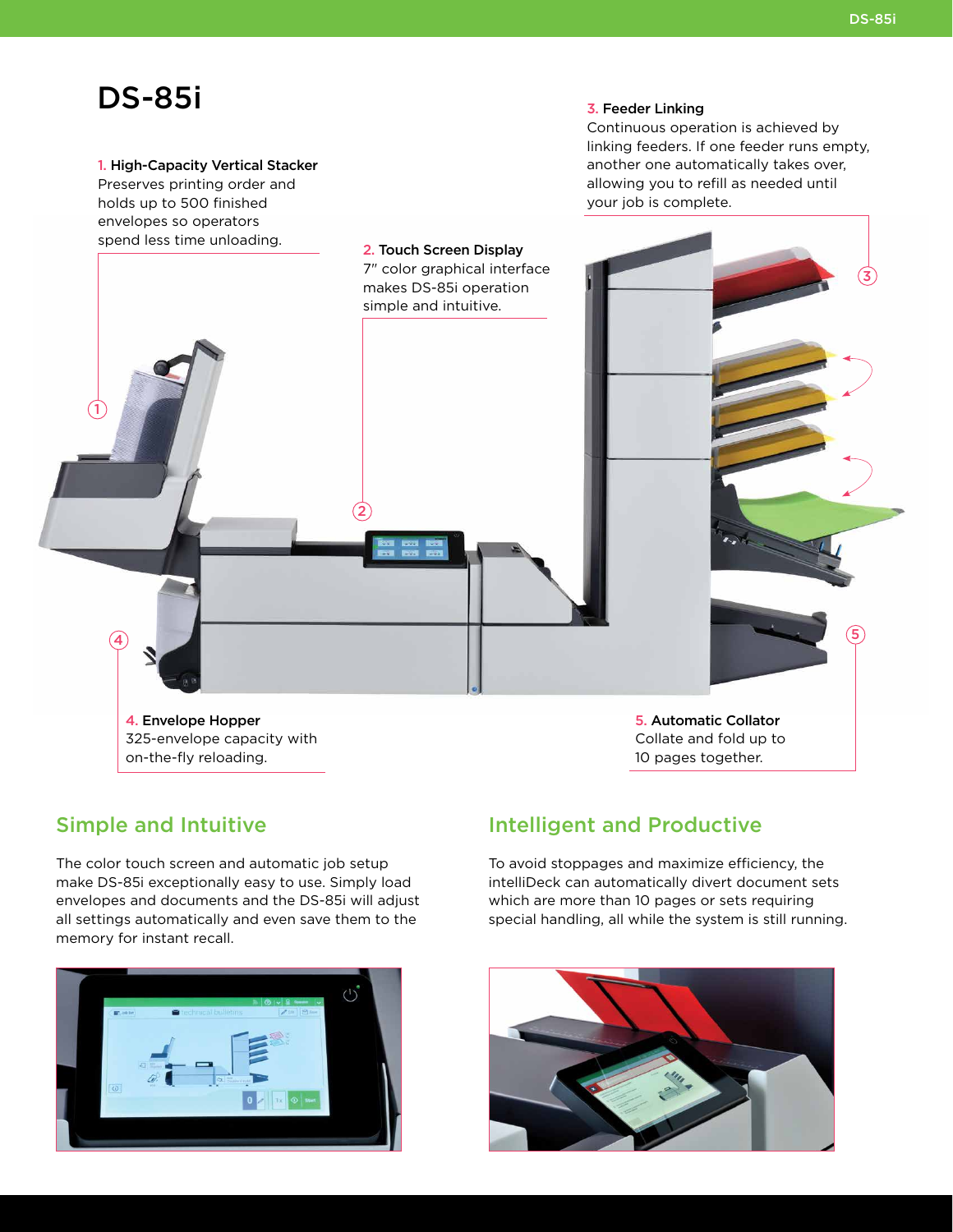# DS-85i

**1. High-Capacity Vertical Stacker**
Preserves printing order and holds up to 500 finished envelopes so operators spend less time unloading.

**2. Touch Screen Display**
7" color graphical interface makes DS-85i operation simple and intuitive.

**3. Feeder Linking**
Continuous operation is achieved by linking feeders. If one feeder runs empty, another one automatically takes over, allowing you to refill as needed until your job is complete.

**4. Envelope Hopper**
325-envelope capacity with on-the-fly reloading.

**5. Automatic Collator**
Collate and fold up to 10 pages together.

## Simple and Intuitive

The color touch screen and automatic job setup make DS-85i exceptionally easy to use. Simply load envelopes and documents and the DS-85i will adjust all settings automatically and even save them to the memory for instant recall.

## Intelligent and Productive

To avoid stoppages and maximize efficiency, the intelliDeck can automatically divert document sets which are more than 10 pages or sets requiring special handling, all while the system is still running.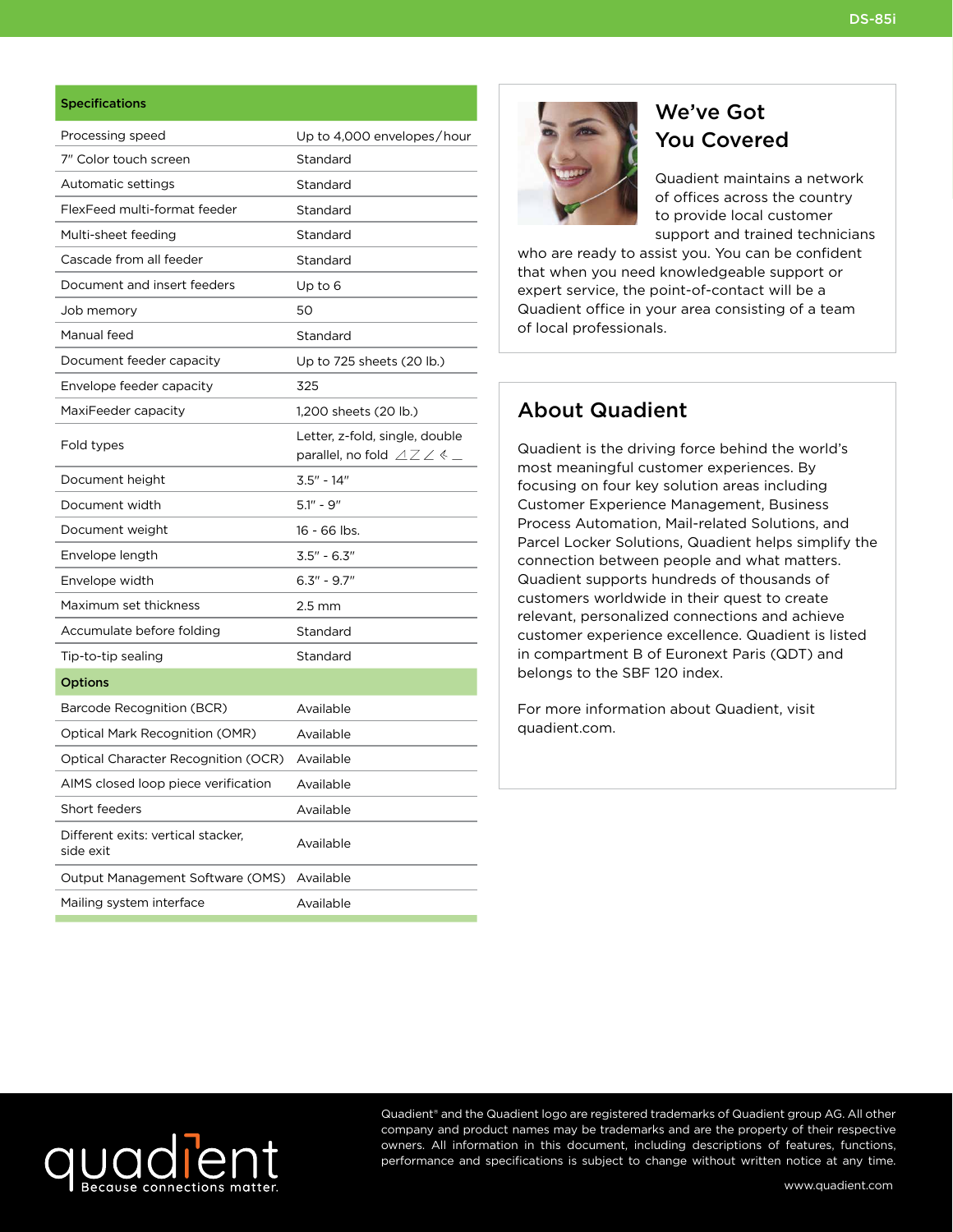| Specifications | |
|---|---|
| Processing speed | Up to 4,000 envelopes/hour |
| 7" Color touch screen | Standard |
| Automatic settings | Standard |
| FlexFeed multi-format feeder | Standard |
| Multi-sheet feeding | Standard |
| Cascade from all feeder | Standard |
| Document and insert feeders | Up to 6 |
| Job memory | 50 |
| Manual feed | Standard |
| Document feeder capacity | Up to 725 sheets (20 lb.) |
| Envelope feeder capacity | 325 |
| MaxiFeeder capacity | 1,200 sheets (20 lb.) |
| Fold types | Letter, z-fold, single, double parallel, no fold |
| Document height | 3.5" - 14" |
| Document width | 5.1" - 9" |
| Document weight | 16 - 66 lbs. |
| Envelope length | 3.5" - 6.3" |
| Envelope width | 6.3" - 9.7" |
| Maximum set thickness | 2.5 mm |
| Accumulate before folding | Standard |
| Tip-to-tip sealing | Standard |
| **Options** | |
| Barcode Recognition (BCR) | Available |
| Optical Mark Recognition (OMR) | Available |
| Optical Character Recognition (OCR) | Available |
| AIMS closed loop piece verification | Available |
| Short feeders | Available |
| Different exits: vertical stacker, side exit | Available |
| Output Management Software (OMS) | Available |
| Mailing system interface | Available |

## We've Got You Covered

Quadient maintains a network of offices across the country to provide local customer support and trained technicians who are ready to assist you. You can be confident that when you need knowledgeable support or expert service, the point-of-contact will be a Quadient office in your area consisting of a team of local professionals.

## About Quadient

Quadient is the driving force behind the world's most meaningful customer experiences. By focusing on four key solution areas including Customer Experience Management, Business Process Automation, Mail-related Solutions, and Parcel Locker Solutions, Quadient helps simplify the connection between people and what matters. Quadient supports hundreds of thousands of customers worldwide in their quest to create relevant, personalized connections and achieve customer experience excellence. Quadient is listed in compartment B of Euronext Paris (QDT) and belongs to the SBF 120 index.

For more information about Quadient, visit quadient.com.

quadient
Because connections matter.

Quadient® and the Quadient logo are registered trademarks of Quadient group AG. All other company and product names may be trademarks and are the property of their respective owners. All information in this document, including descriptions of features, functions, performance and specifications is subject to change without written notice at any time.

www.quadient.com